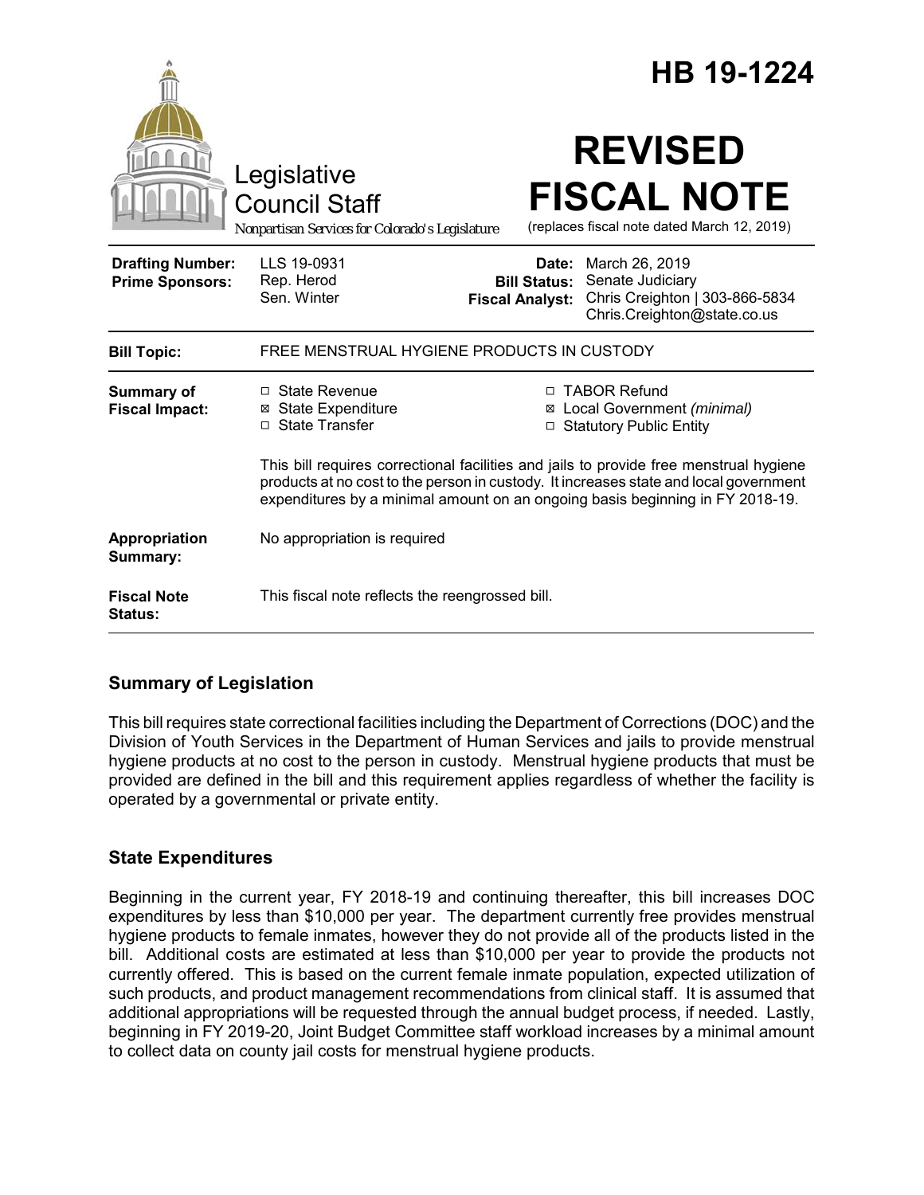# HB 19-1224

Legislative Council Staff

*Nonpartisan Services for Colorado's Legislature*

# REVISED FISCAL NOTE

(replaces fiscal note dated March 12, 2019)

| | | | |
|---|---|---|---|
| **Drafting Number:** | LLS 19-0931 | **Date:** | March 26, 2019 |
| **Prime Sponsors:** | Rep. Herod<br>Sen. Winter | **Bill Status:** | Senate Judiciary |
| | | **Fiscal Analyst:** | Chris Creighton \| 303-866-5834<br>Chris.Creighton@state.co.us |

| | |
|---|---|
| **Bill Topic:** | FREE MENSTRUAL HYGIENE PRODUCTS IN CUSTODY |
| **Summary of Fiscal Impact:** | ☐ State Revenue<br>☒ State Expenditure<br>☐ State Transfer<br>☐ TABOR Refund<br>☒ Local Government *(minimal)*<br>☐ Statutory Public Entity<br><br>This bill requires correctional facilities and jails to provide free menstrual hygiene products at no cost to the person in custody. It increases state and local government expenditures by a minimal amount on an ongoing basis beginning in FY 2018-19. |
| **Appropriation Summary:** | No appropriation is required |
| **Fiscal Note Status:** | This fiscal note reflects the reengrossed bill. |

## Summary of Legislation

This bill requires state correctional facilities including the Department of Corrections (DOC) and the Division of Youth Services in the Department of Human Services and jails to provide menstrual hygiene products at no cost to the person in custody. Menstrual hygiene products that must be provided are defined in the bill and this requirement applies regardless of whether the facility is operated by a governmental or private entity.

## State Expenditures

Beginning in the current year, FY 2018-19 and continuing thereafter, this bill increases DOC expenditures by less than $10,000 per year. The department currently free provides menstrual hygiene products to female inmates, however they do not provide all of the products listed in the bill. Additional costs are estimated at less than $10,000 per year to provide the products not currently offered. This is based on the current female inmate population, expected utilization of such products, and product management recommendations from clinical staff. It is assumed that additional appropriations will be requested through the annual budget process, if needed. Lastly, beginning in FY 2019-20, Joint Budget Committee staff workload increases by a minimal amount to collect data on county jail costs for menstrual hygiene products.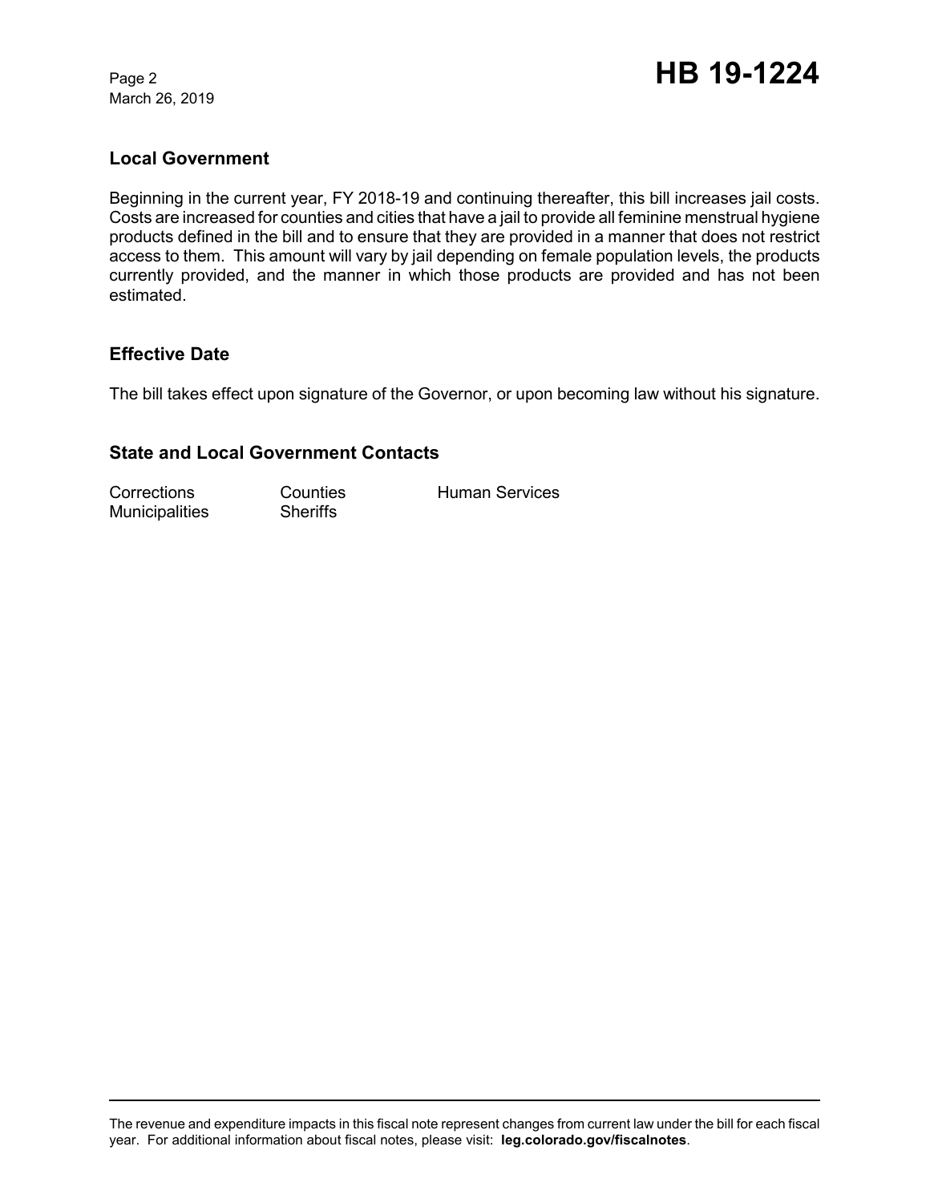## Local Government

Beginning in the current year, FY 2018-19 and continuing thereafter, this bill increases jail costs. Costs are increased for counties and cities that have a jail to provide all feminine menstrual hygiene products defined in the bill and to ensure that they are provided in a manner that does not restrict access to them. This amount will vary by jail depending on female population levels, the products currently provided, and the manner in which those products are provided and has not been estimated.

## Effective Date

The bill takes effect upon signature of the Governor, or upon becoming law without his signature.

## State and Local Government Contacts

| | | |
|---|---|---|
| Corrections | Counties | Human Services |
| Municipalities | Sheriffs | |

The revenue and expenditure impacts in this fiscal note represent changes from current law under the bill for each fiscal year. For additional information about fiscal notes, please visit: **leg.colorado.gov/fiscalnotes**.